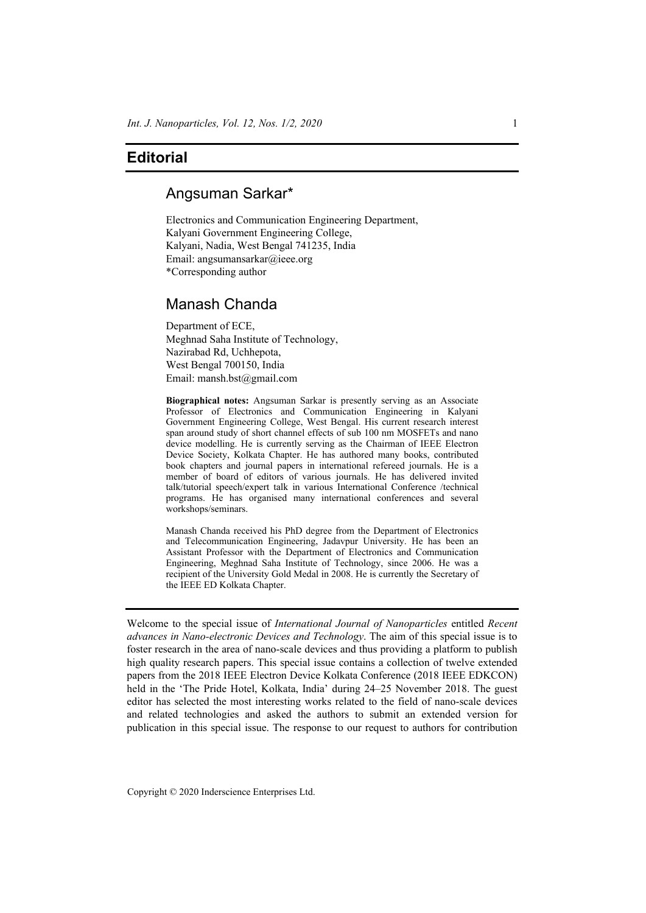# Editorial

## Angsuman Sarkar*

Electronics and Communication Engineering Department,
Kalyani Government Engineering College,
Kalyani, Nadia, West Bengal 741235, India
Email: angsumansarkar@ieee.org
*Corresponding author

## Manash Chanda

Department of ECE,
Meghnad Saha Institute of Technology,
Nazirabad Rd, Uchhepota,
West Bengal 700150, India
Email: mansh.bst@gmail.com

**Biographical notes:** Angsuman Sarkar is presently serving as an Associate Professor of Electronics and Communication Engineering in Kalyani Government Engineering College, West Bengal. His current research interest span around study of short channel effects of sub 100 nm MOSFETs and nano device modelling. He is currently serving as the Chairman of IEEE Electron Device Society, Kolkata Chapter. He has authored many books, contributed book chapters and journal papers in international refereed journals. He is a member of board of editors of various journals. He has delivered invited talk/tutorial speech/expert talk in various International Conference /technical programs. He has organised many international conferences and several workshops/seminars.

Manash Chanda received his PhD degree from the Department of Electronics and Telecommunication Engineering, Jadavpur University. He has been an Assistant Professor with the Department of Electronics and Communication Engineering, Meghnad Saha Institute of Technology, since 2006. He was a recipient of the University Gold Medal in 2008. He is currently the Secretary of the IEEE ED Kolkata Chapter.

---

Welcome to the special issue of *International Journal of Nanoparticles* entitled *Recent advances in Nano-electronic Devices and Technology*. The aim of this special issue is to foster research in the area of nano-scale devices and thus providing a platform to publish high quality research papers. This special issue contains a collection of twelve extended papers from the 2018 IEEE Electron Device Kolkata Conference (2018 IEEE EDKCON) held in the 'The Pride Hotel, Kolkata, India' during 24–25 November 2018. The guest editor has selected the most interesting works related to the field of nano-scale devices and related technologies and asked the authors to submit an extended version for publication in this special issue. The response to our request to authors for contribution

Copyright © 2020 Inderscience Enterprises Ltd.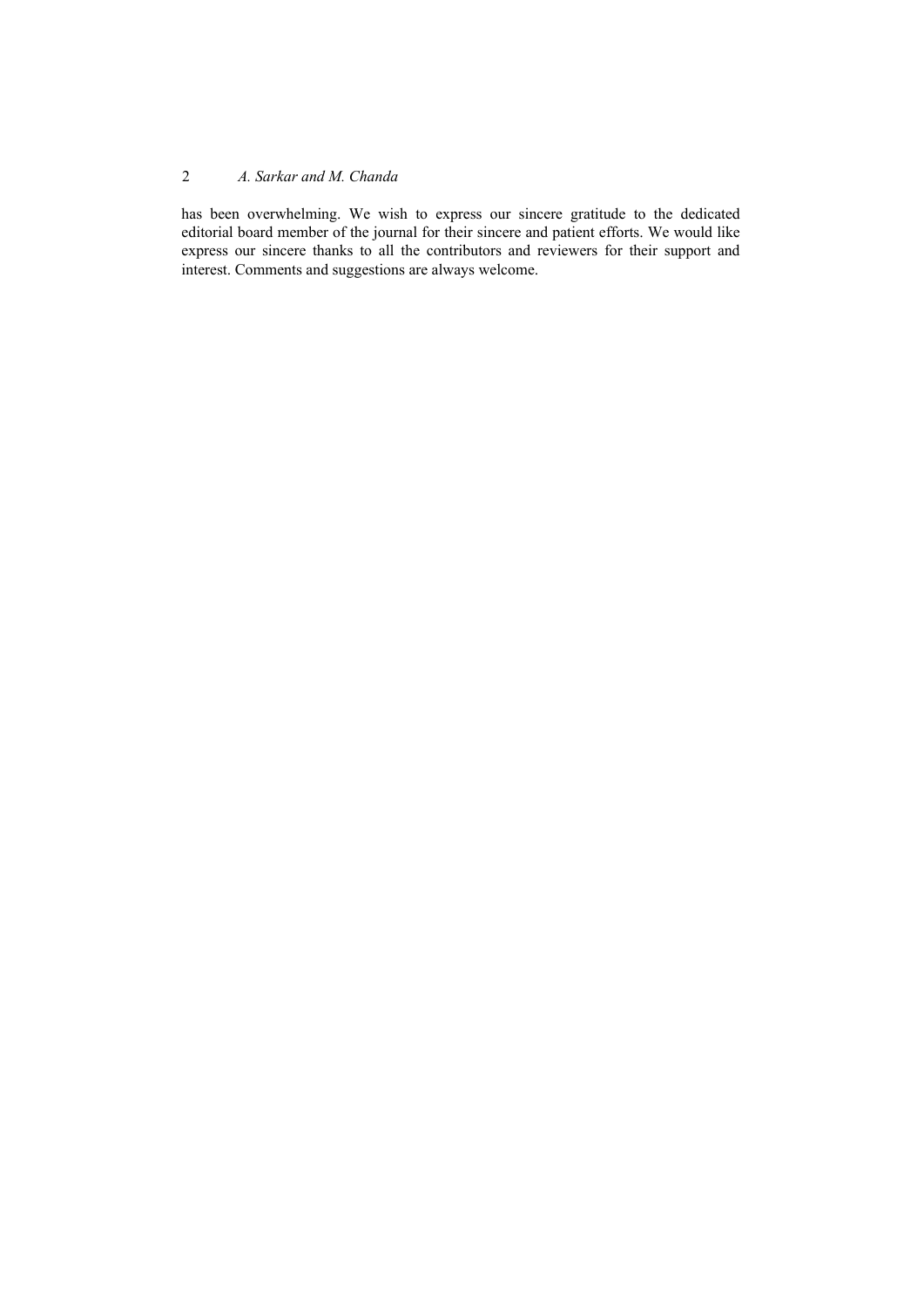has been overwhelming. We wish to express our sincere gratitude to the dedicated editorial board member of the journal for their sincere and patient efforts. We would like express our sincere thanks to all the contributors and reviewers for their support and interest. Comments and suggestions are always welcome.